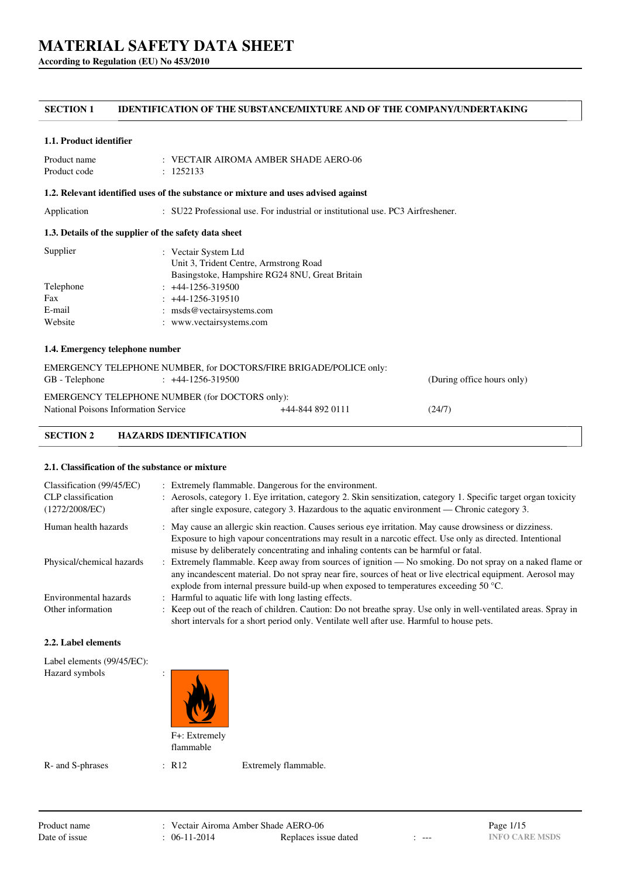# MATERIAL SAFETY DATA SHEET

**According to Regulation (EU) No 453/2010**

## SECTION 1 IDENTIFICATION OF THE SUBSTANCE/MIXTURE AND OF THE COMPANY/UNDERTAKING

### 1.1. Product identifier

| | |
|---|---|
| Product name | : VECTAIR AIROMA AMBER SHADE AERO-06 |
| Product code | : 1252133 |

### 1.2. Relevant identified uses of the substance or mixture and uses advised against

| | |
|---|---|
| Application | : SU22 Professional use. For industrial or institutional use. PC3 Airfreshener. |

### 1.3. Details of the supplier of the safety data sheet

| | |
|---|---|
| Supplier | : Vectair System Ltd<br>Unit 3, Trident Centre, Armstrong Road<br>Basingstoke, Hampshire RG24 8NU, Great Britain |
| Telephone | : +44-1256-319500 |
| Fax | : +44-1256-319510 |
| E-mail | : msds@vectairsystems.com |
| Website | : www.vectairsystems.com |

### 1.4. Emergency telephone number

EMERGENCY TELEPHONE NUMBER, for DOCTORS/FIRE BRIGADE/POLICE only:

| | | |
|---|---|---|
| GB - Telephone | : +44-1256-319500 | (During office hours only) |

EMERGENCY TELEPHONE NUMBER (for DOCTORS only):

| | | |
|---|---|---|
| National Poisons Information Service | +44-844 892 0111 | (24/7) |

## SECTION 2 HAZARDS IDENTIFICATION

### 2.1. Classification of the substance or mixture

| | |
|---|---|
| Classification (99/45/EC) | : Extremely flammable. Dangerous for the environment. |
| CLP classification (1272/2008/EC) | : Aerosols, category 1. Eye irritation, category 2. Skin sensitization, category 1. Specific target organ toxicity after single exposure, category 3. Hazardous to the aquatic environment — Chronic category 3. |
| Human health hazards | : May cause an allergic skin reaction. Causes serious eye irritation. May cause drowsiness or dizziness. Exposure to high vapour concentrations may result in a narcotic effect. Use only as directed. Intentional misuse by deliberately concentrating and inhaling contents can be harmful or fatal. |
| Physical/chemical hazards | : Extremely flammable. Keep away from sources of ignition — No smoking. Do not spray on a naked flame or any incandescent material. Do not spray near fire, sources of heat or live electrical equipment. Aerosol may explode from internal pressure build-up when exposed to temperatures exceeding 50 °C. |
| Environmental hazards | : Harmful to aquatic life with long lasting effects. |
| Other information | : Keep out of the reach of children. Caution: Do not breathe spray. Use only in well-ventilated areas. Spray in short intervals for a short period only. Ventilate well after use. Harmful to house pets. |

### 2.2. Label elements

Label elements (99/45/EC):

Hazard symbols :

F+: Extremely flammable

| | | |
|---|---|---|
| R- and S-phrases | : R12 | Extremely flammable. |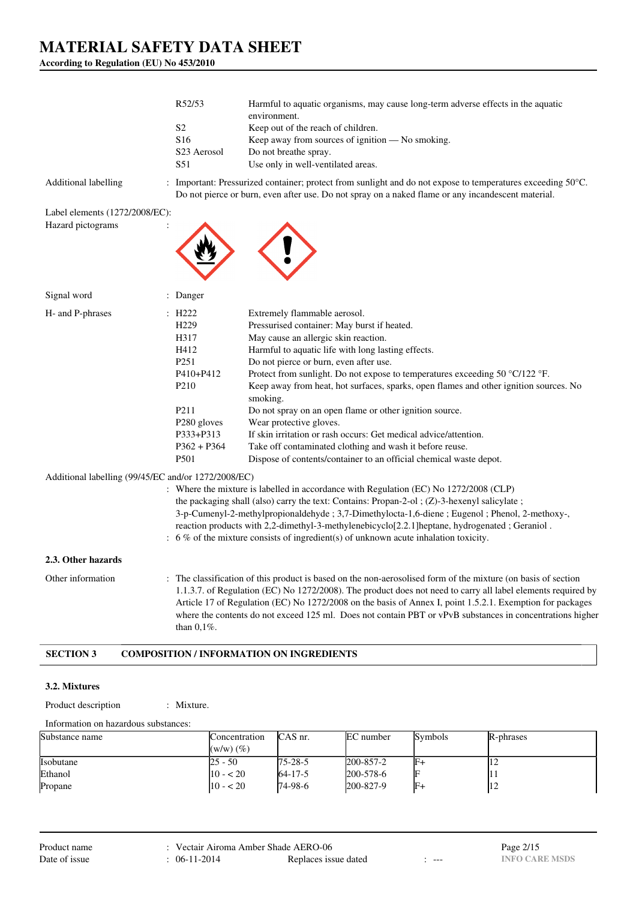| | | |
|---|---|---|
| | R52/53 | Harmful to aquatic organisms, may cause long-term adverse effects in the aquatic environment. |
| | S2 | Keep out of the reach of children. |
| | S16 | Keep away from sources of ignition — No smoking. |
| | S23 Aerosol | Do not breathe spray. |
| | S51 | Use only in well-ventilated areas. |

Additional labelling : Important: Pressurized container; protect from sunlight and do not expose to temperatures exceeding 50°C. Do not pierce or burn, even after use. Do not spray on a naked flame or any incandescent material.

Label elements (1272/2008/EC):

Hazard pictograms :

Signal word : Danger

H- and P-phrases :

| | |
|---|---|
| H222 | Extremely flammable aerosol. |
| H229 | Pressurised container: May burst if heated. |
| H317 | May cause an allergic skin reaction. |
| H412 | Harmful to aquatic life with long lasting effects. |
| P251 | Do not pierce or burn, even after use. |
| P410+P412 | Protect from sunlight. Do not expose to temperatures exceeding 50 °C/122 °F. |
| P210 | Keep away from heat, hot surfaces, sparks, open flames and other ignition sources. No smoking. |
| P211 | Do not spray on an open flame or other ignition source. |
| P280 gloves | Wear protective gloves. |
| P333+P313 | If skin irritation or rash occurs: Get medical advice/attention. |
| P362 + P364 | Take off contaminated clothing and wash it before reuse. |
| P501 | Dispose of contents/container to an official chemical waste depot. |

Additional labelling (99/45/EC and/or 1272/2008/EC)

: Where the mixture is labelled in accordance with Regulation (EC) No 1272/2008 (CLP) the packaging shall (also) carry the text: Contains: Propan-2-ol ; (Z)-3-hexenyl salicylate ; 3-p-Cumenyl-2-methylpropionaldehyde ; 3,7-Dimethylocta-1,6-diene ; Eugenol ; Phenol, 2-methoxy-, reaction products with 2,2-dimethyl-3-methylenebicyclo[2.2.1]heptane, hydrogenated ; Geraniol .

: 6 % of the mixture consists of ingredient(s) of unknown acute inhalation toxicity.

### 2.3. Other hazards

Other information : The classification of this product is based on the non-aerosolised form of the mixture (on basis of section 1.1.3.7. of Regulation (EC) No 1272/2008). The product does not need to carry all label elements required by Article 17 of Regulation (EC) No 1272/2008 on the basis of Annex I, point 1.5.2.1. Exemption for packages where the contents do not exceed 125 ml. Does not contain PBT or vPvB substances in concentrations higher than 0,1%.

## SECTION 3 COMPOSITION / INFORMATION ON INGREDIENTS

### 3.2. Mixtures

Product description : Mixture.

Information on hazardous substances:

| Substance name | Concentration (w/w) (%) | CAS nr. | EC number | Symbols | R-phrases |
|---|---|---|---|---|---|
| Isobutane | 25 - 50 | 75-28-5 | 200-857-2 | F+ | 12 |
| Ethanol | 10 - < 20 | 64-17-5 | 200-578-6 | F | 11 |
| Propane | 10 - < 20 | 74-98-6 | 200-827-9 | F+ | 12 |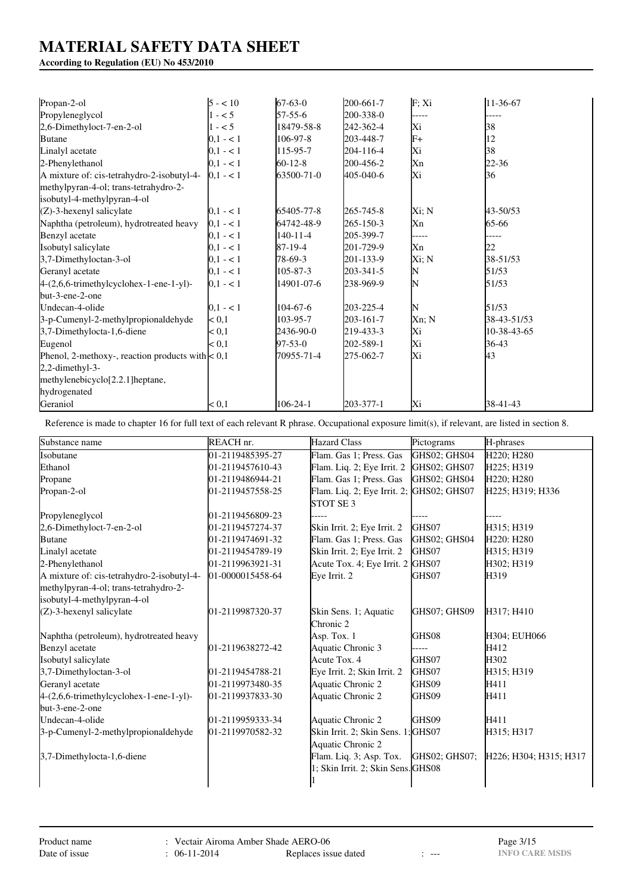# MATERIAL SAFETY DATA SHEET

**According to Regulation (EU) No 453/2010**

| | | | | | |
|---|---|---|---|---|---|
| Propan-2-ol | 5 - < 10 | 67-63-0 | 200-661-7 | F; Xi | 11-36-67 |
| Propyleneglycol | 1 - < 5 | 57-55-6 | 200-338-0 | ----- | ----- |
| 2,6-Dimethyloct-7-en-2-ol | 1 - < 5 | 18479-58-8 | 242-362-4 | Xi | 38 |
| Butane | 0,1 - < 1 | 106-97-8 | 203-448-7 | F+ | 12 |
| Linalyl acetate | 0,1 - < 1 | 115-95-7 | 204-116-4 | Xi | 38 |
| 2-Phenylethanol | 0,1 - < 1 | 60-12-8 | 200-456-2 | Xn | 22-36 |
| A mixture of: cis-tetrahydro-2-isobutyl-4-methylpyran-4-ol; trans-tetrahydro-2-isobutyl-4-methylpyran-4-ol | 0,1 - < 1 | 63500-71-0 | 405-040-6 | Xi | 36 |
| (Z)-3-hexenyl salicylate | 0,1 - < 1 | 65405-77-8 | 265-745-8 | Xi; N | 43-50/53 |
| Naphtha (petroleum), hydrotreated heavy | 0,1 - < 1 | 64742-48-9 | 265-150-3 | Xn | 65-66 |
| Benzyl acetate | 0,1 - < 1 | 140-11-4 | 205-399-7 | ----- | ----- |
| Isobutyl salicylate | 0,1 - < 1 | 87-19-4 | 201-729-9 | Xn | 22 |
| 3,7-Dimethyloctan-3-ol | 0,1 - < 1 | 78-69-3 | 201-133-9 | Xi; N | 38-51/53 |
| Geranyl acetate | 0,1 - < 1 | 105-87-3 | 203-341-5 | N | 51/53 |
| 4-(2,6,6-trimethylcyclohex-1-ene-1-yl)-but-3-ene-2-one | 0,1 - < 1 | 14901-07-6 | 238-969-9 | N | 51/53 |
| Undecan-4-olide | 0,1 - < 1 | 104-67-6 | 203-225-4 | N | 51/53 |
| 3-p-Cumenyl-2-methylpropionaldehyde | < 0,1 | 103-95-7 | 203-161-7 | Xn; N | 38-43-51/53 |
| 3,7-Dimethylocta-1,6-diene | < 0,1 | 2436-90-0 | 219-433-3 | Xi | 10-38-43-65 |
| Eugenol | < 0,1 | 97-53-0 | 202-589-1 | Xi | 36-43 |
| Phenol, 2-methoxy-, reaction products with 2,2-dimethyl-3-methylenebicyclo[2.2.1]heptane, hydrogenated | < 0,1 | 70955-71-4 | 275-062-7 | Xi | 43 |
| Geraniol | < 0,1 | 106-24-1 | 203-377-1 | Xi | 38-41-43 |

Reference is made to chapter 16 for full text of each relevant R phrase. Occupational exposure limit(s), if relevant, are listed in section 8.

| Substance name | REACH nr. | Hazard Class | Pictograms | H-phrases |
|---|---|---|---|---|
| Isobutane | 01-2119485395-27 | Flam. Gas 1; Press. Gas | GHS02; GHS04 | H220; H280 |
| Ethanol | 01-2119457610-43 | Flam. Liq. 2; Eye Irrit. 2 | GHS02; GHS07 | H225; H319 |
| Propane | 01-2119486944-21 | Flam. Gas 1; Press. Gas | GHS02; GHS04 | H220; H280 |
| Propan-2-ol | 01-2119457558-25 | Flam. Liq. 2; Eye Irrit. 2; STOT SE 3 | GHS02; GHS07 | H225; H319; H336 |
| Propyleneglycol | 01-2119456809-23 | ----- | ----- | ----- |
| 2,6-Dimethyloct-7-en-2-ol | 01-2119457274-37 | Skin Irrit. 2; Eye Irrit. 2 | GHS07 | H315; H319 |
| Butane | 01-2119474691-32 | Flam. Gas 1; Press. Gas | GHS02; GHS04 | H220: H280 |
| Linalyl acetate | 01-2119454789-19 | Skin Irrit. 2; Eye Irrit. 2 | GHS07 | H315; H319 |
| 2-Phenylethanol | 01-2119963921-31 | Acute Tox. 4; Eye Irrit. 2 | GHS07 | H302; H319 |
| A mixture of: cis-tetrahydro-2-isobutyl-4-methylpyran-4-ol; trans-tetrahydro-2-isobutyl-4-methylpyran-4-ol | 01-0000015458-64 | Eye Irrit. 2 | GHS07 | H319 |
| (Z)-3-hexenyl salicylate | 01-2119987320-37 | Skin Sens. 1; Aquatic Chronic 2 | GHS07; GHS09 | H317; H410 |
| Naphtha (petroleum), hydrotreated heavy | | Asp. Tox. 1 | GHS08 | H304; EUH066 |
| Benzyl acetate | 01-2119638272-42 | Aquatic Chronic 3 | ----- | H412 |
| Isobutyl salicylate | | Acute Tox. 4 | GHS07 | H302 |
| 3,7-Dimethyloctan-3-ol | 01-2119454788-21 | Eye Irrit. 2; Skin Irrit. 2 | GHS07 | H315; H319 |
| Geranyl acetate | 01-2119973480-35 | Aquatic Chronic 2 | GHS09 | H411 |
| 4-(2,6,6-trimethylcyclohex-1-ene-1-yl)-but-3-ene-2-one | 01-2119937833-30 | Aquatic Chronic 2 | GHS09 | H411 |
| Undecan-4-olide | 01-2119959333-34 | Aquatic Chronic 2 | GHS09 | H411 |
| 3-p-Cumenyl-2-methylpropionaldehyde | 01-2119970582-32 | Skin Irrit. 2; Skin Sens. 1; Aquatic Chronic 2 | GHS07 | H315; H317 |
| 3,7-Dimethylocta-1,6-diene | | Flam. Liq. 3; Asp. Tox. 1; Skin Irrit. 2; Skin Sens. 1 | GHS02; GHS07; GHS08 | H226; H304; H315; H317 |

Product name : Vectair Airoma Amber Shade AERO-06
Date of issue : 06-11-2014 Replaces issue dated : ---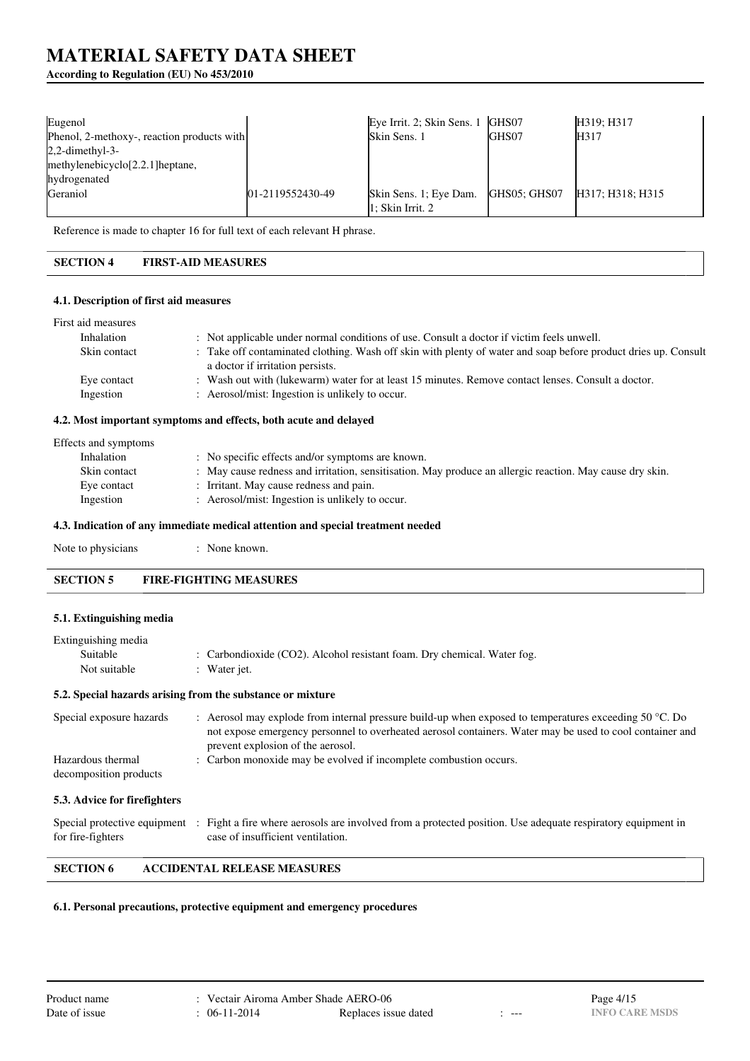| | | | | |
|---|---|---|---|---|
| Eugenol | | Eye Irrit. 2; Skin Sens. 1 | GHS07 | H319; H317 |
| Phenol, 2-methoxy-, reaction products with 2,2-dimethyl-3-methylenebicyclo[2.2.1]heptane, hydrogenated | | Skin Sens. 1 | GHS07 | H317 |
| Geraniol | 01-2119552430-49 | Skin Sens. 1; Eye Dam. 1; Skin Irrit. 2 | GHS05; GHS07 | H317; H318; H315 |

Reference is made to chapter 16 for full text of each relevant H phrase.

## SECTION 4 FIRST-AID MEASURES

### 4.1. Description of first aid measures

First aid measures

- Inhalation : Not applicable under normal conditions of use. Consult a doctor if victim feels unwell.
- Skin contact : Take off contaminated clothing. Wash off skin with plenty of water and soap before product dries up. Consult a doctor if irritation persists.
- Eye contact : Wash out with (lukewarm) water for at least 15 minutes. Remove contact lenses. Consult a doctor.
- Ingestion : Aerosol/mist: Ingestion is unlikely to occur.

### 4.2. Most important symptoms and effects, both acute and delayed

Effects and symptoms

- Inhalation : No specific effects and/or symptoms are known.
- Skin contact : May cause redness and irritation, sensitisation. May produce an allergic reaction. May cause dry skin.
- Eye contact : Irritant. May cause redness and pain.
- Ingestion : Aerosol/mist: Ingestion is unlikely to occur.

### 4.3. Indication of any immediate medical attention and special treatment needed

Note to physicians : None known.

## SECTION 5 FIRE-FIGHTING MEASURES

### 5.1. Extinguishing media

Extinguishing media

- Suitable : Carbondioxide ($CO_2$). Alcohol resistant foam. Dry chemical. Water fog.
- Not suitable : Water jet.

### 5.2. Special hazards arising from the substance or mixture

Special exposure hazards : Aerosol may explode from internal pressure build-up when exposed to temperatures exceeding 50 °C. Do not expose emergency personnel to overheated aerosol containers. Water may be used to cool container and prevent explosion of the aerosol.

Hazardous thermal decomposition products : Carbon monoxide may be evolved if incomplete combustion occurs.

### 5.3. Advice for firefighters

Special protective equipment for fire-fighters : Fight a fire where aerosols are involved from a protected position. Use adequate respiratory equipment in case of insufficient ventilation.

## SECTION 6 ACCIDENTAL RELEASE MEASURES

### 6.1. Personal precautions, protective equipment and emergency procedures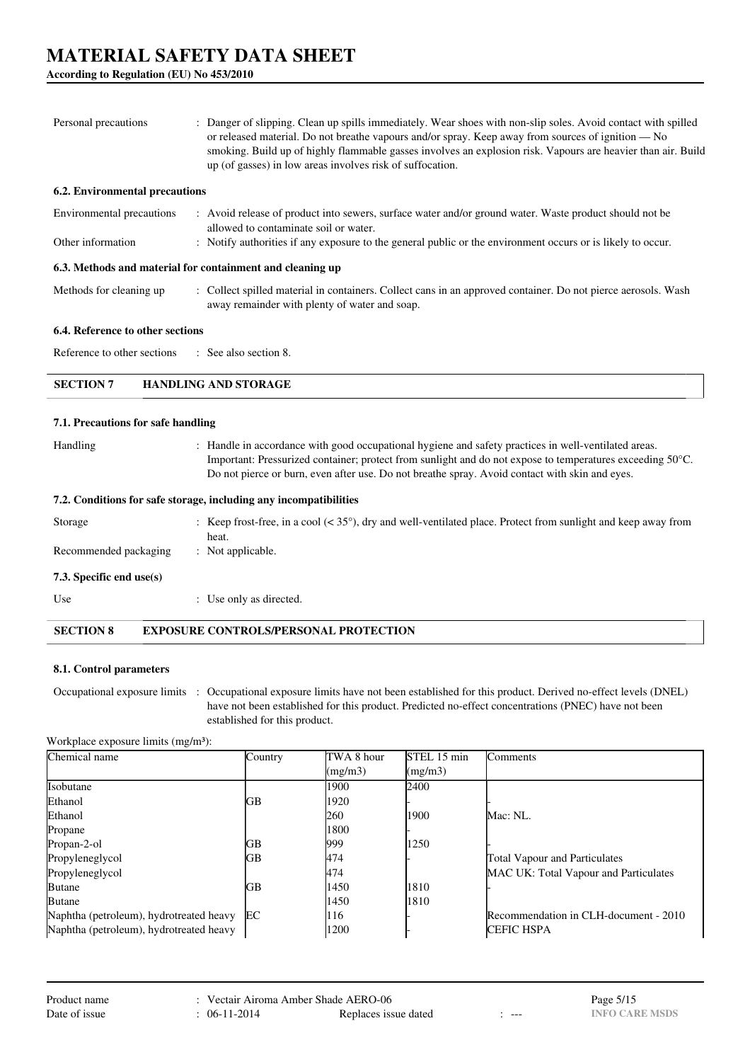Personal precautions : Danger of slipping. Clean up spills immediately. Wear shoes with non-slip soles. Avoid contact with spilled or released material. Do not breathe vapours and/or spray. Keep away from sources of ignition — No smoking. Build up of highly flammable gasses involves an explosion risk. Vapours are heavier than air. Build up (of gasses) in low areas involves risk of suffocation.

### 6.2. Environmental precautions

Environmental precautions : Avoid release of product into sewers, surface water and/or ground water. Waste product should not be allowed to contaminate soil or water.

Other information : Notify authorities if any exposure to the general public or the environment occurs or is likely to occur.

### 6.3. Methods and material for containment and cleaning up

Methods for cleaning up : Collect spilled material in containers. Collect cans in an approved container. Do not pierce aerosols. Wash away remainder with plenty of water and soap.

### 6.4. Reference to other sections

Reference to other sections : See also section 8.

## SECTION 7 HANDLING AND STORAGE

### 7.1. Precautions for safe handling

Handling : Handle in accordance with good occupational hygiene and safety practices in well-ventilated areas. Important: Pressurized container; protect from sunlight and do not expose to temperatures exceeding 50°C. Do not pierce or burn, even after use. Do not breathe spray. Avoid contact with skin and eyes.

### 7.2. Conditions for safe storage, including any incompatibilities

Storage : Keep frost-free, in a cool (< 35°), dry and well-ventilated place. Protect from sunlight and keep away from heat.

Recommended packaging : Not applicable.

### 7.3. Specific end use(s)

Use : Use only as directed.

## SECTION 8 EXPOSURE CONTROLS/PERSONAL PROTECTION

### 8.1. Control parameters

Occupational exposure limits : Occupational exposure limits have not been established for this product. Derived no-effect levels (DNEL) have not been established for this product. Predicted no-effect concentrations (PNEC) have not been established for this product.

Workplace exposure limits (mg/m³):

| Chemical name | Country | TWA 8 hour (mg/m3) | STEL 15 min (mg/m3) | Comments |
|---|---|---|---|---|
| Isobutane | | 1900 | 2400 | |
| Ethanol | GB | 1920 | - | - |
| Ethanol | | 260 | 1900 | Mac: NL. |
| Propane | | 1800 | - | |
| Propan-2-ol | GB | 999 | 1250 | - |
| Propyleneglycol | GB | 474 | - | Total Vapour and Particulates |
| Propyleneglycol | | 474 | | MAC UK: Total Vapour and Particulates |
| Butane | GB | 1450 | 1810 | - |
| Butane | | 1450 | 1810 | |
| Naphtha (petroleum), hydrotreated heavy | EC | 116 | - | Recommendation in CLH-document - 2010 |
| Naphtha (petroleum), hydrotreated heavy | | 1200 | - | CEFIC HSPA |

Product name : Vectair Airoma Amber Shade AERO-06

Date of issue : 06-11-2014 Replaces issue dated : ---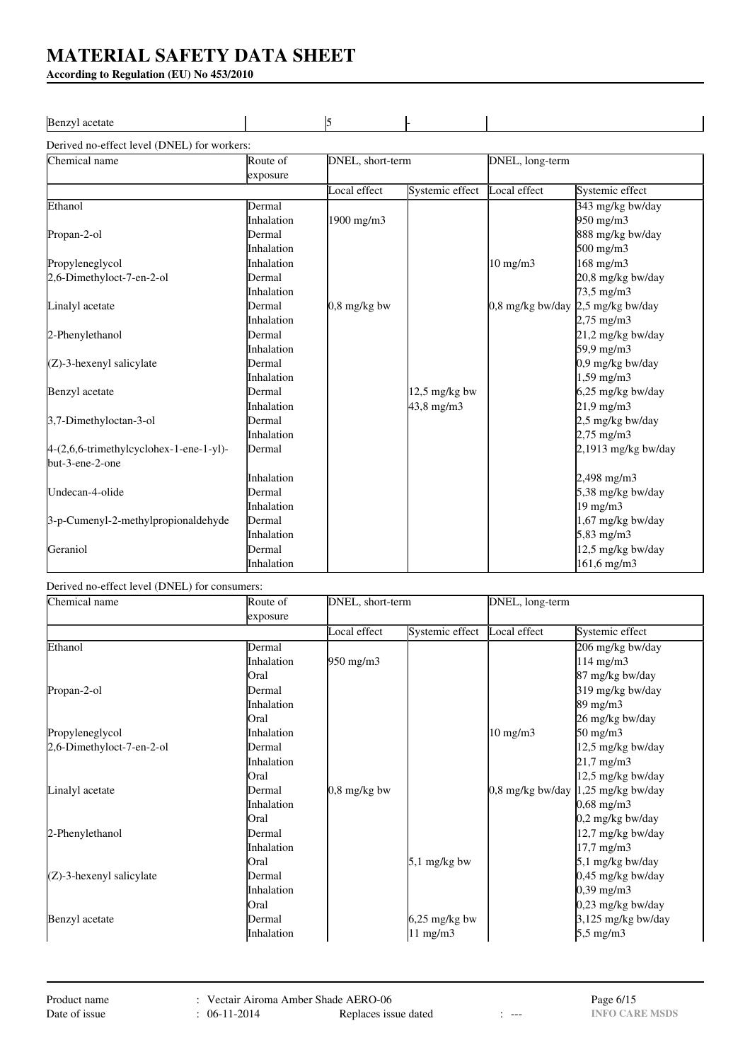# MATERIAL SAFETY DATA SHEET

**According to Regulation (EU) No 453/2010**

| Benzyl acetate | | 5 | - | |
|---|---|---|---|---|

Derived no-effect level (DNEL) for workers:

| Chemical name | Route of exposure | DNEL, short-term | | DNEL, long-term | |
|---|---|---|---|---|---|
| | | Local effect | Systemic effect | Local effect | Systemic effect |
| Ethanol | Dermal | | | | 343 mg/kg bw/day |
| | Inhalation | 1900 mg/m3 | | | 950 mg/m3 |
| Propan-2-ol | Dermal | | | | 888 mg/kg bw/day |
| | Inhalation | | | | 500 mg/m3 |
| Propyleneglycol | Inhalation | | | 10 mg/m3 | 168 mg/m3 |
| 2,6-Dimethyloct-7-en-2-ol | Dermal | | | | 20,8 mg/kg bw/day |
| | Inhalation | | | | 73,5 mg/m3 |
| Linalyl acetate | Dermal | 0,8 mg/kg bw | | 0,8 mg/kg bw/day | 2,5 mg/kg bw/day |
| | Inhalation | | | | 2,75 mg/m3 |
| 2-Phenylethanol | Dermal | | | | 21,2 mg/kg bw/day |
| | Inhalation | | | | 59,9 mg/m3 |
| (Z)-3-hexenyl salicylate | Dermal | | | | 0,9 mg/kg bw/day |
| | Inhalation | | | | 1,59 mg/m3 |
| Benzyl acetate | Dermal | | 12,5 mg/kg bw | | 6,25 mg/kg bw/day |
| | Inhalation | | 43,8 mg/m3 | | 21,9 mg/m3 |
| 3,7-Dimethyloctan-3-ol | Dermal | | | | 2,5 mg/kg bw/day |
| | Inhalation | | | | 2,75 mg/m3 |
| 4-(2,6,6-trimethylcyclohex-1-ene-1-yl)-but-3-ene-2-one | Dermal | | | | 2,1913 mg/kg bw/day |
| | Inhalation | | | | 2,498 mg/m3 |
| Undecan-4-olide | Dermal | | | | 5,38 mg/kg bw/day |
| | Inhalation | | | | 19 mg/m3 |
| 3-p-Cumenyl-2-methylpropionaldehyde | Dermal | | | | 1,67 mg/kg bw/day |
| | Inhalation | | | | 5,83 mg/m3 |
| Geraniol | Dermal | | | | 12,5 mg/kg bw/day |
| | Inhalation | | | | 161,6 mg/m3 |

Derived no-effect level (DNEL) for consumers:

| Chemical name | Route of exposure | DNEL, short-term | | DNEL, long-term | |
|---|---|---|---|---|---|
| | | Local effect | Systemic effect | Local effect | Systemic effect |
| Ethanol | Dermal | | | | 206 mg/kg bw/day |
| | Inhalation | 950 mg/m3 | | | 114 mg/m3 |
| | Oral | | | | 87 mg/kg bw/day |
| Propan-2-ol | Dermal | | | | 319 mg/kg bw/day |
| | Inhalation | | | | 89 mg/m3 |
| | Oral | | | | 26 mg/kg bw/day |
| Propyleneglycol | Inhalation | | | 10 mg/m3 | 50 mg/m3 |
| 2,6-Dimethyloct-7-en-2-ol | Dermal | | | | 12,5 mg/kg bw/day |
| | Inhalation | | | | 21,7 mg/m3 |
| | Oral | | | | 12,5 mg/kg bw/day |
| Linalyl acetate | Dermal | 0,8 mg/kg bw | | 0,8 mg/kg bw/day | 1,25 mg/kg bw/day |
| | Inhalation | | | | 0,68 mg/m3 |
| | Oral | | | | 0,2 mg/kg bw/day |
| 2-Phenylethanol | Dermal | | | | 12,7 mg/kg bw/day |
| | Inhalation | | | | 17,7 mg/m3 |
| | Oral | | 5,1 mg/kg bw | | 5,1 mg/kg bw/day |
| (Z)-3-hexenyl salicylate | Dermal | | | | 0,45 mg/kg bw/day |
| | Inhalation | | | | 0,39 mg/m3 |
| | Oral | | | | 0,23 mg/kg bw/day |
| Benzyl acetate | Dermal | | 6,25 mg/kg bw | | 3,125 mg/kg bw/day |
| | Inhalation | | 11 mg/m3 | | 5,5 mg/m3 |

Product name : Vectair Airoma Amber Shade AERO-06

Date of issue : 06-11-2014 Replaces issue dated : ---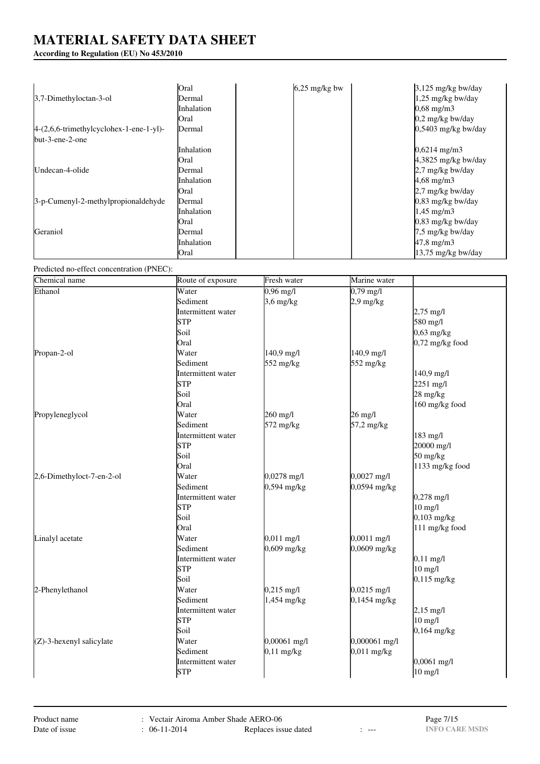| | | | | |
|---|---|---|---|---|
| | Oral | 6,25 mg/kg bw | | 3,125 mg/kg bw/day |
| 3,7-Dimethyloctan-3-ol | Dermal | | | 1,25 mg/kg bw/day |
| | Inhalation | | | 0,68 mg/m3 |
| | Oral | | | 0,2 mg/kg bw/day |
| 4-(2,6,6-trimethylcyclohex-1-ene-1-yl)-but-3-ene-2-one | Dermal | | | 0,5403 mg/kg bw/day |
| | Inhalation | | | 0,6214 mg/m3 |
| | Oral | | | 4,3825 mg/kg bw/day |
| Undecan-4-olide | Dermal | | | 2,7 mg/kg bw/day |
| | Inhalation | | | 4,68 mg/m3 |
| | Oral | | | 2,7 mg/kg bw/day |
| 3-p-Cumenyl-2-methylpropionaldehyde | Dermal | | | 0,83 mg/kg bw/day |
| | Inhalation | | | 1,45 mg/m3 |
| | Oral | | | 0,83 mg/kg bw/day |
| Geraniol | Dermal | | | 7,5 mg/kg bw/day |
| | Inhalation | | | 47,8 mg/m3 |
| | Oral | | | 13,75 mg/kg bw/day |

Predicted no-effect concentration (PNEC):

| Chemical name | Route of exposure | Fresh water | Marine water | |
|---|---|---|---|---|
| Ethanol | Water | 0,96 mg/l | 0,79 mg/l | |
| | Sediment | 3,6 mg/kg | 2,9 mg/kg | |
| | Intermittent water | | | 2,75 mg/l |
| | STP | | | 580 mg/l |
| | Soil | | | 0,63 mg/kg |
| | Oral | | | 0,72 mg/kg food |
| Propan-2-ol | Water | 140,9 mg/l | 140,9 mg/l | |
| | Sediment | 552 mg/kg | 552 mg/kg | |
| | Intermittent water | | | 140,9 mg/l |
| | STP | | | 2251 mg/l |
| | Soil | | | 28 mg/kg |
| | Oral | | | 160 mg/kg food |
| Propyleneglycol | Water | 260 mg/l | 26 mg/l | |
| | Sediment | 572 mg/kg | 57,2 mg/kg | |
| | Intermittent water | | | 183 mg/l |
| | STP | | | 20000 mg/l |
| | Soil | | | 50 mg/kg |
| | Oral | | | 1133 mg/kg food |
| 2,6-Dimethyloct-7-en-2-ol | Water | 0,0278 mg/l | 0,0027 mg/l | |
| | Sediment | 0,594 mg/kg | 0,0594 mg/kg | |
| | Intermittent water | | | 0,278 mg/l |
| | STP | | | 10 mg/l |
| | Soil | | | 0,103 mg/kg |
| | Oral | | | 111 mg/kg food |
| Linalyl acetate | Water | 0,011 mg/l | 0,0011 mg/l | |
| | Sediment | 0,609 mg/kg | 0,0609 mg/kg | |
| | Intermittent water | | | 0,11 mg/l |
| | STP | | | 10 mg/l |
| | Soil | | | 0,115 mg/kg |
| 2-Phenylethanol | Water | 0,215 mg/l | 0,0215 mg/l | |
| | Sediment | 1,454 mg/kg | 0,1454 mg/kg | |
| | Intermittent water | | | 2,15 mg/l |
| | STP | | | 10 mg/l |
| | Soil | | | 0,164 mg/kg |
| (Z)-3-hexenyl salicylate | Water | 0,00061 mg/l | 0,000061 mg/l | |
| | Sediment | 0,11 mg/kg | 0,011 mg/kg | |
| | Intermittent water | | | 0,0061 mg/l |
| | STP | | | 10 mg/l |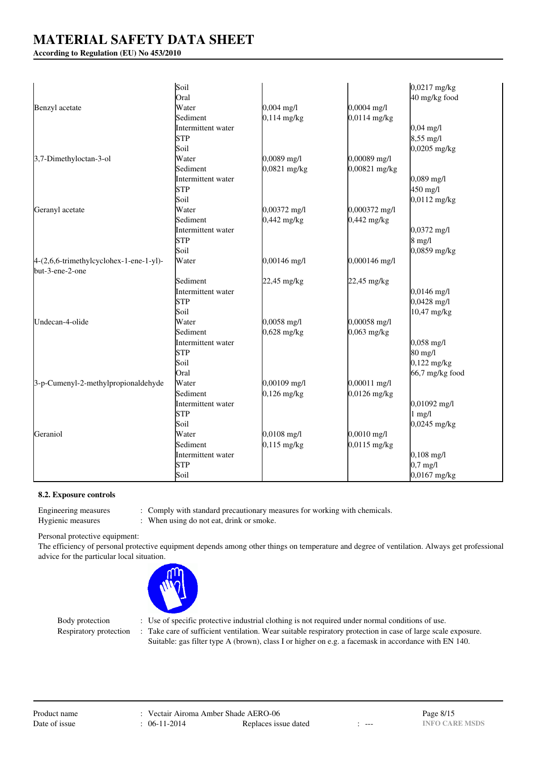# MATERIAL SAFETY DATA SHEET

**According to Regulation (EU) No 453/2010**

| | | | | |
|---|---|---|---|---|
| | Soil | | | 0,0217 mg/kg |
| | Oral | | | 40 mg/kg food |
| Benzyl acetate | Water | 0,004 mg/l | 0,0004 mg/l | |
| | Sediment | 0,114 mg/kg | 0,0114 mg/kg | |
| | Intermittent water | | | 0,04 mg/l |
| | STP | | | 8,55 mg/l |
| | Soil | | | 0,0205 mg/kg |
| 3,7-Dimethyloctan-3-ol | Water | 0,0089 mg/l | 0,00089 mg/l | |
| | Sediment | 0,0821 mg/kg | 0,00821 mg/kg | |
| | Intermittent water | | | 0,089 mg/l |
| | STP | | | 450 mg/l |
| | Soil | | | 0,0112 mg/kg |
| Geranyl acetate | Water | 0,00372 mg/l | 0,000372 mg/l | |
| | Sediment | 0,442 mg/kg | 0,442 mg/kg | |
| | Intermittent water | | | 0,0372 mg/l |
| | STP | | | 8 mg/l |
| | Soil | | | 0,0859 mg/kg |
| 4-(2,6,6-trimethylcyclohex-1-ene-1-yl)-but-3-ene-2-one | Water | 0,00146 mg/l | 0,000146 mg/l | |
| | Sediment | 22,45 mg/kg | 22,45 mg/kg | |
| | Intermittent water | | | 0,0146 mg/l |
| | STP | | | 0,0428 mg/l |
| | Soil | | | 10,47 mg/kg |
| Undecan-4-olide | Water | 0,0058 mg/l | 0,00058 mg/l | |
| | Sediment | 0,628 mg/kg | 0,063 mg/kg | |
| | Intermittent water | | | 0,058 mg/l |
| | STP | | | 80 mg/l |
| | Soil | | | 0,122 mg/kg |
| | Oral | | | 66,7 mg/kg food |
| 3-p-Cumenyl-2-methylpropionaldehyde | Water | 0,00109 mg/l | 0,00011 mg/l | |
| | Sediment | 0,126 mg/kg | 0,0126 mg/kg | |
| | Intermittent water | | | 0,01092 mg/l |
| | STP | | | 1 mg/l |
| | Soil | | | 0,0245 mg/kg |
| Geraniol | Water | 0,0108 mg/l | 0,0010 mg/l | |
| | Sediment | 0,115 mg/kg | 0,0115 mg/kg | |
| | Intermittent water | | | 0,108 mg/l |
| | STP | | | 0,7 mg/l |
| | Soil | | | 0,0167 mg/kg |

### 8.2. Exposure controls

Engineering measures : Comply with standard precautionary measures for working with chemicals.

Hygienic measures : When using do not eat, drink or smoke.

Personal protective equipment:

The efficiency of personal protective equipment depends among other things on temperature and degree of ventilation. Always get professional advice for the particular local situation.

Body protection : Use of specific protective industrial clothing is not required under normal conditions of use.

Respiratory protection : Take care of sufficient ventilation. Wear suitable respiratory protection in case of large scale exposure. Suitable: gas filter type A (brown), class I or higher on e.g. a facemask in accordance with EN 140.

Product name : Vectair Airoma Amber Shade AERO-06

Date of issue : 06-11-2014 Replaces issue dated : ---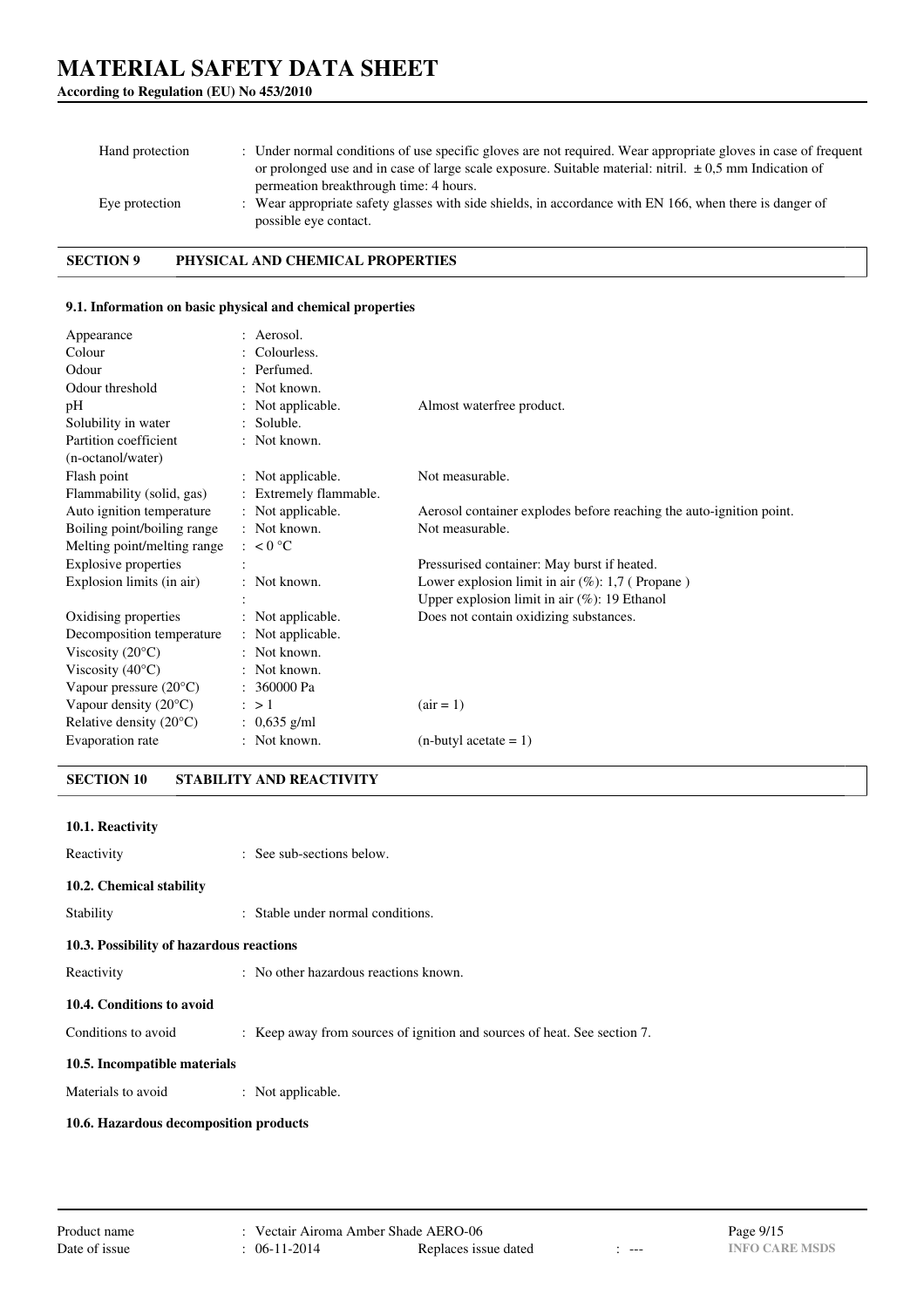| | | |
|---|---|---|
| Hand protection | : Under normal conditions of use specific gloves are not required. Wear appropriate gloves in case of frequent or prolonged use and in case of large scale exposure. Suitable material: nitril. ± 0,5 mm Indication of permeation breakthrough time: 4 hours. | |
| Eye protection | : Wear appropriate safety glasses with side shields, in accordance with EN 166, when there is danger of possible eye contact. | |

## SECTION 9 PHYSICAL AND CHEMICAL PROPERTIES

### 9.1. Information on basic physical and chemical properties

| | | |
|---|---|---|
| Appearance | : Aerosol. | |
| Colour | : Colourless. | |
| Odour | : Perfumed. | |
| Odour threshold | : Not known. | |
| pH | : Not applicable. | Almost waterfree product. |
| Solubility in water | : Soluble. | |
| Partition coefficient (n-octanol/water) | : Not known. | |
| Flash point | : Not applicable. | Not measurable. |
| Flammability (solid, gas) | : Extremely flammable. | |
| Auto ignition temperature | : Not applicable. | Aerosol container explodes before reaching the auto-ignition point. |
| Boiling point/boiling range | : Not known. | Not measurable. |
| Melting point/melting range | : < 0 °C | |
| Explosive properties | : | Pressurised container: May burst if heated. |
| Explosion limits (in air) | : Not known. | Lower explosion limit in air (%): 1,7 ( Propane ) |
| | : | Upper explosion limit in air (%): 19 Ethanol |
| Oxidising properties | : Not applicable. | Does not contain oxidizing substances. |
| Decomposition temperature | : Not applicable. | |
| Viscosity (20°C) | : Not known. | |
| Viscosity (40°C) | : Not known. | |
| Vapour pressure (20°C) | : 360000 Pa | |
| Vapour density (20°C) | : > 1 | (air = 1) |
| Relative density (20°C) | : 0,635 g/ml | |
| Evaporation rate | : Not known. | (n-butyl acetate = 1) |

## SECTION 10 STABILITY AND REACTIVITY

### 10.1. Reactivity

Reactivity : See sub-sections below.

### 10.2. Chemical stability

Stability : Stable under normal conditions.

### 10.3. Possibility of hazardous reactions

Reactivity : No other hazardous reactions known.

### 10.4. Conditions to avoid

Conditions to avoid : Keep away from sources of ignition and sources of heat. See section 7.

### 10.5. Incompatible materials

Materials to avoid : Not applicable.

### 10.6. Hazardous decomposition products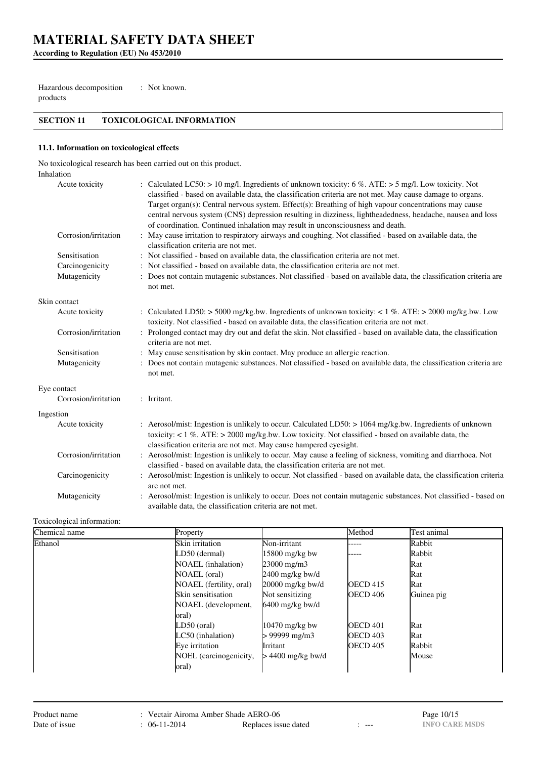# MATERIAL SAFETY DATA SHEET

**According to Regulation (EU) No 453/2010**

Hazardous decomposition products : Not known.

## SECTION 11 TOXICOLOGICAL INFORMATION

### 11.1. Information on toxicological effects

No toxicological research has been carried out on this product.

Inhalation

- Acute toxicity : Calculated LC50: > 10 mg/l. Ingredients of unknown toxicity: 6 %. ATE: > 5 mg/l. Low toxicity. Not classified - based on available data, the classification criteria are not met. May cause damage to organs. Target organ(s): Central nervous system. Effect(s): Breathing of high vapour concentrations may cause central nervous system (CNS) depression resulting in dizziness, lightheadedness, headache, nausea and loss of coordination. Continued inhalation may result in unconsciousness and death.
- Corrosion/irritation : May cause irritation to respiratory airways and coughing. Not classified - based on available data, the classification criteria are not met.
- Sensitisation : Not classified - based on available data, the classification criteria are not met.
- Carcinogenicity : Not classified - based on available data, the classification criteria are not met.
- Mutagenicity : Does not contain mutagenic substances. Not classified - based on available data, the classification criteria are not met.

Skin contact

- Acute toxicity : Calculated LD50: > 5000 mg/kg.bw. Ingredients of unknown toxicity: < 1 %. ATE: > 2000 mg/kg.bw. Low toxicity. Not classified - based on available data, the classification criteria are not met.
- Corrosion/irritation : Prolonged contact may dry out and defat the skin. Not classified - based on available data, the classification criteria are not met.
- Sensitisation : May cause sensitisation by skin contact. May produce an allergic reaction.
- Mutagenicity : Does not contain mutagenic substances. Not classified - based on available data, the classification criteria are not met.

Eye contact

- Corrosion/irritation : Irritant.

Ingestion

- Acute toxicity : Aerosol/mist: Ingestion is unlikely to occur. Calculated LD50: > 1064 mg/kg.bw. Ingredients of unknown toxicity: < 1 %. ATE: > 2000 mg/kg.bw. Low toxicity. Not classified - based on available data, the classification criteria are not met. May cause hampered eyesight.
- Corrosion/irritation : Aerosol/mist: Ingestion is unlikely to occur. May cause a feeling of sickness, vomiting and diarrhoea. Not classified - based on available data, the classification criteria are not met.
- Carcinogenicity : Aerosol/mist: Ingestion is unlikely to occur. Not classified - based on available data, the classification criteria are not met.
- Mutagenicity : Aerosol/mist: Ingestion is unlikely to occur. Does not contain mutagenic substances. Not classified - based on available data, the classification criteria are not met.

Toxicological information:

| Chemical name | Property | | Method | Test animal |
|---|---|---|---|---|
| Ethanol | Skin irritation | Non-irritant | ----- | Rabbit |
| | LD50 (dermal) | 15800 mg/kg bw | ----- | Rabbit |
| | NOAEL (inhalation) | 23000 mg/m3 | | Rat |
| | NOAEL (oral) | 2400 mg/kg bw/d | | Rat |
| | NOAEL (fertility, oral) | 20000 mg/kg bw/d | OECD 415 | Rat |
| | Skin sensitisation | Not sensitizing | OECD 406 | Guinea pig |
| | NOAEL (development, oral) | 6400 mg/kg bw/d | | |
| | LD50 (oral) | 10470 mg/kg bw | OECD 401 | Rat |
| | LC50 (inhalation) | > 99999 mg/m3 | OECD 403 | Rat |
| | Eye irritation | Irritant | OECD 405 | Rabbit |
| | NOEL (carcinogenicity, oral) | > 4400 mg/kg bw/d | | Mouse |

Product name : Vectair Airoma Amber Shade AERO-06
Date of issue : 06-11-2014 Replaces issue dated : ---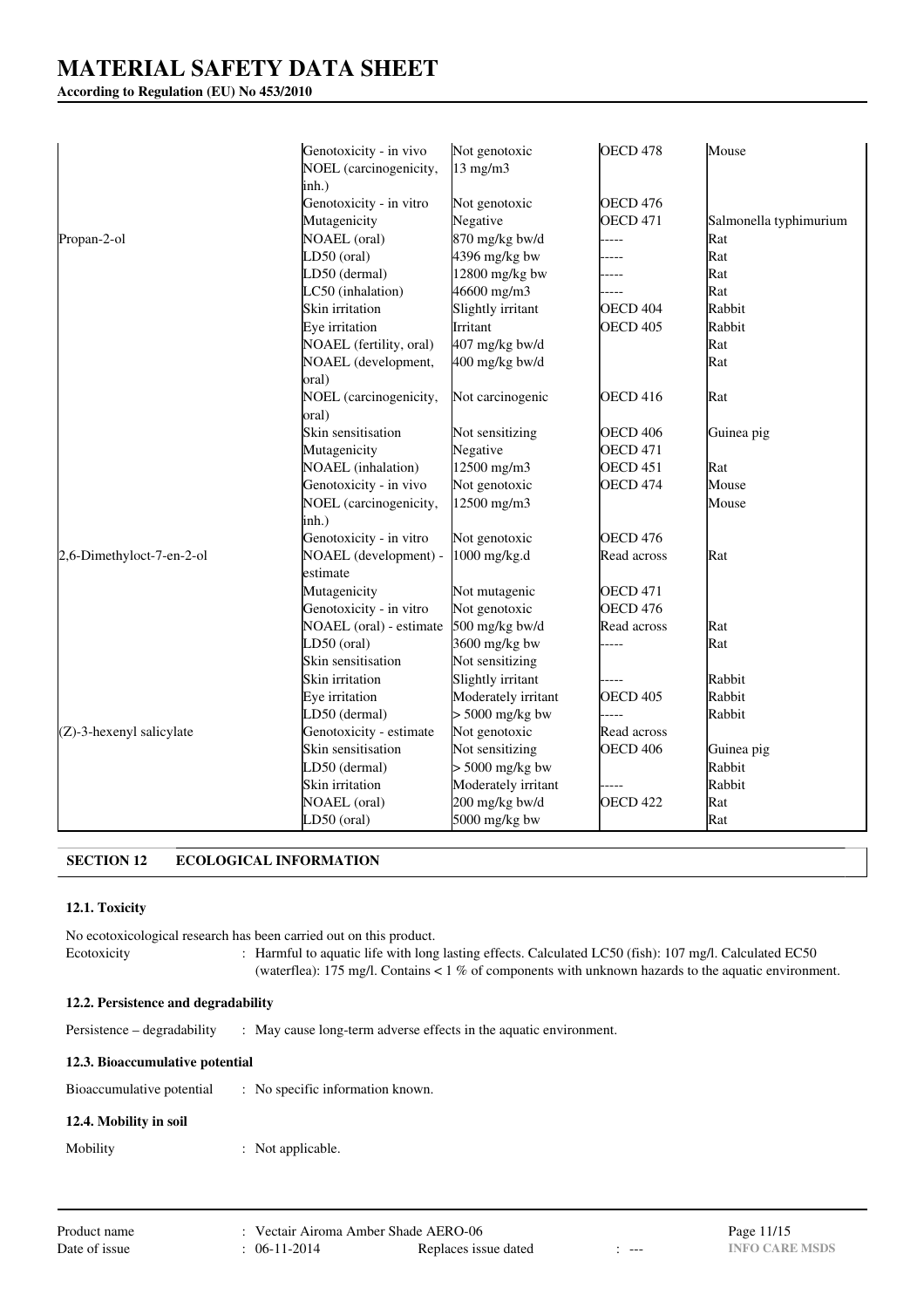| | | | | |
|---|---|---|---|---|
| | Genotoxicity - in vivo | Not genotoxic | OECD 478 | Mouse |
| | NOEL (carcinogenicity, inh.) | 13 mg/m3 | | |
| | Genotoxicity - in vitro | Not genotoxic | OECD 476 | |
| | Mutagenicity | Negative | OECD 471 | Salmonella typhimurium |
| Propan-2-ol | NOAEL (oral) | 870 mg/kg bw/d | ----- | Rat |
| | LD50 (oral) | 4396 mg/kg bw | ----- | Rat |
| | LD50 (dermal) | 12800 mg/kg bw | ----- | Rat |
| | LC50 (inhalation) | 46600 mg/m3 | ----- | Rat |
| | Skin irritation | Slightly irritant | OECD 404 | Rabbit |
| | Eye irritation | Irritant | OECD 405 | Rabbit |
| | NOAEL (fertility, oral) | 407 mg/kg bw/d | | Rat |
| | NOAEL (development, oral) | 400 mg/kg bw/d | | Rat |
| | NOEL (carcinogenicity, oral) | Not carcinogenic | OECD 416 | Rat |
| | Skin sensitisation | Not sensitizing | OECD 406 | Guinea pig |
| | Mutagenicity | Negative | OECD 471 | |
| | NOAEL (inhalation) | 12500 mg/m3 | OECD 451 | Rat |
| | Genotoxicity - in vivo | Not genotoxic | OECD 474 | Mouse |
| | NOEL (carcinogenicity, inh.) | 12500 mg/m3 | | Mouse |
| | Genotoxicity - in vitro | Not genotoxic | OECD 476 | |
| 2,6-Dimethyloct-7-en-2-ol | NOAEL (development) - estimate | 1000 mg/kg.d | Read across | Rat |
| | Mutagenicity | Not mutagenic | OECD 471 | |
| | Genotoxicity - in vitro | Not genotoxic | OECD 476 | |
| | NOAEL (oral) - estimate | 500 mg/kg bw/d | Read across | Rat |
| | LD50 (oral) | 3600 mg/kg bw | ----- | Rat |
| | Skin sensitisation | Not sensitizing | | |
| | Skin irritation | Slightly irritant | ----- | Rabbit |
| | Eye irritation | Moderately irritant | OECD 405 | Rabbit |
| | LD50 (dermal) | > 5000 mg/kg bw | ----- | Rabbit |
| (Z)-3-hexenyl salicylate | Genotoxicity - estimate | Not genotoxic | Read across | |
| | Skin sensitisation | Not sensitizing | OECD 406 | Guinea pig |
| | LD50 (dermal) | > 5000 mg/kg bw | | Rabbit |
| | Skin irritation | Moderately irritant | ----- | Rabbit |
| | NOAEL (oral) | 200 mg/kg bw/d | OECD 422 | Rat |
| | LD50 (oral) | 5000 mg/kg bw | | Rat |

## SECTION 12 ECOLOGICAL INFORMATION

### 12.1. Toxicity

No ecotoxicological research has been carried out on this product.

Ecotoxicity : Harmful to aquatic life with long lasting effects. Calculated LC50 (fish): 107 mg/l. Calculated EC50 (waterflea): 175 mg/l. Contains < 1 % of components with unknown hazards to the aquatic environment.

### 12.2. Persistence and degradability

Persistence – degradability : May cause long-term adverse effects in the aquatic environment.

### 12.3. Bioaccumulative potential

Bioaccumulative potential : No specific information known.

### 12.4. Mobility in soil

Mobility : Not applicable.

Product name : Vectair Airoma Amber Shade AERO-06
Date of issue : 06-11-2014 Replaces issue dated : ---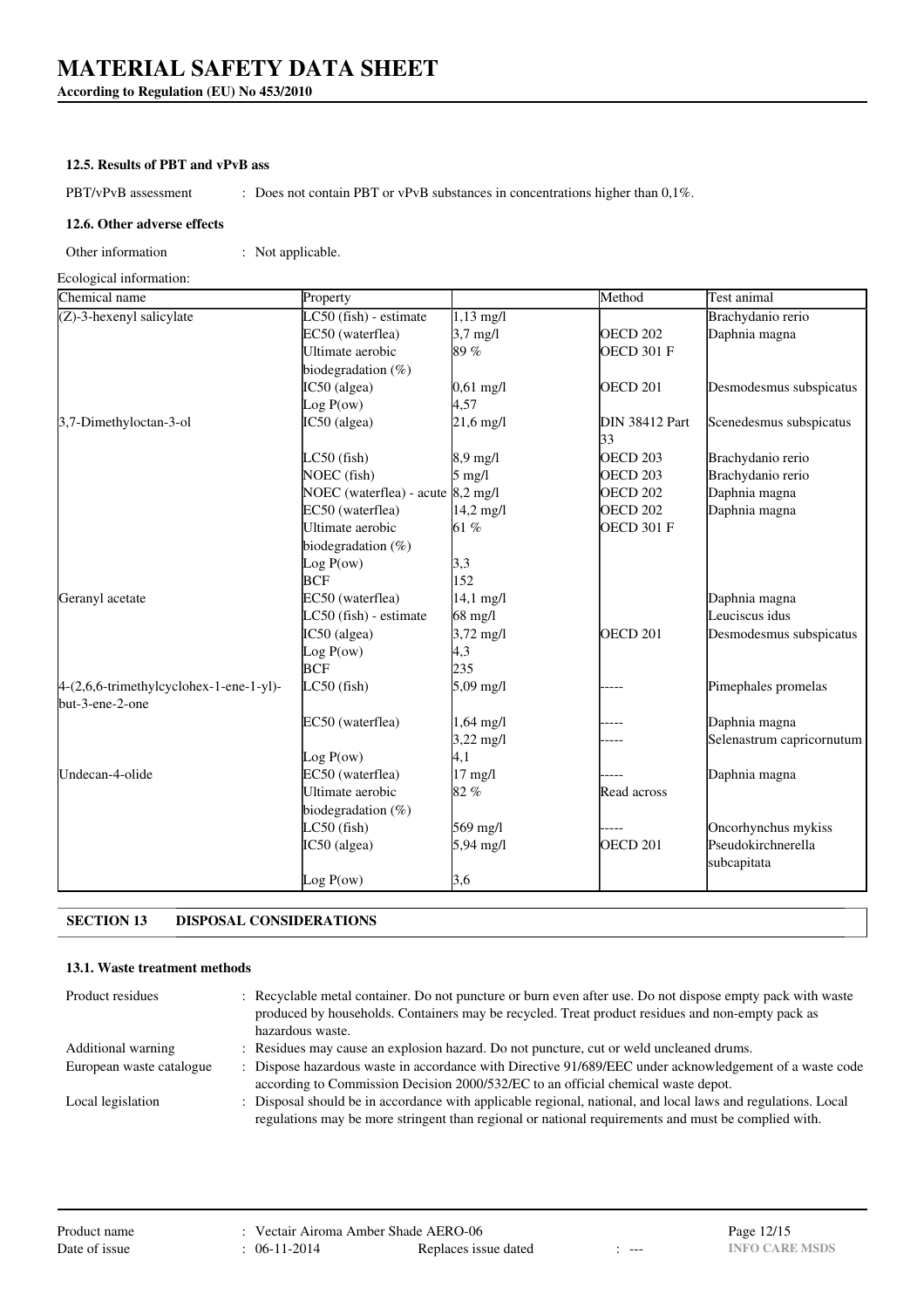#### 12.5. Results of PBT and vPvB ass

PBT/vPvB assessment : Does not contain PBT or vPvB substances in concentrations higher than 0,1%.

#### 12.6. Other adverse effects

Other information : Not applicable.

Ecological information:

| Chemical name | Property | | Method | Test animal |
|---|---|---|---|---|
| (Z)-3-hexenyl salicylate | LC50 (fish) - estimate | 1,13 mg/l | | Brachydanio rerio |
| | EC50 (waterflea) | 3,7 mg/l | OECD 202 | Daphnia magna |
| | Ultimate aerobic biodegradation (%) | 89 % | OECD 301 F | |
| | IC50 (algea) | 0,61 mg/l | OECD 201 | Desmodesmus subspicatus |
| | Log P(ow) | 4,57 | | |
| 3,7-Dimethyloctan-3-ol | IC50 (algea) | 21,6 mg/l | DIN 38412 Part 33 | Scenedesmus subspicatus |
| | LC50 (fish) | 8,9 mg/l | OECD 203 | Brachydanio rerio |
| | NOEC (fish) | 5 mg/l | OECD 203 | Brachydanio rerio |
| | NOEC (waterflea) - acute | 8,2 mg/l | OECD 202 | Daphnia magna |
| | EC50 (waterflea) | 14,2 mg/l | OECD 202 | Daphnia magna |
| | Ultimate aerobic biodegradation (%) | 61 % | OECD 301 F | |
| | Log P(ow) | 3,3 | | |
| | BCF | 152 | | |
| Geranyl acetate | EC50 (waterflea) | 14,1 mg/l | | Daphnia magna |
| | LC50 (fish) - estimate | 68 mg/l | | Leuciscus idus |
| | IC50 (algea) | 3,72 mg/l | OECD 201 | Desmodesmus subspicatus |
| | Log P(ow) | 4,3 | | |
| | BCF | 235 | | |
| 4-(2,6,6-trimethylcyclohex-1-ene-1-yl)-but-3-ene-2-one | LC50 (fish) | 5,09 mg/l | ----- | Pimephales promelas |
| | EC50 (waterflea) | 1,64 mg/l | ----- | Daphnia magna |
| | | 3,22 mg/l | ----- | Selenastrum capricornutum |
| | Log P(ow) | 4,1 | | |
| Undecan-4-olide | EC50 (waterflea) | 17 mg/l | ----- | Daphnia magna |
| | Ultimate aerobic biodegradation (%) | 82 % | Read across | |
| | LC50 (fish) | 569 mg/l | ----- | Oncorhynchus mykiss |
| | IC50 (algea) | 5,94 mg/l | OECD 201 | Pseudokirchnerella subcapitata |
| | Log P(ow) | 3,6 | | |

## SECTION 13 DISPOSAL CONSIDERATIONS

#### 13.1. Waste treatment methods

Product residues : Recyclable metal container. Do not puncture or burn even after use. Do not dispose empty pack with waste produced by households. Containers may be recycled. Treat product residues and non-empty pack as hazardous waste.

Additional warning : Residues may cause an explosion hazard. Do not puncture, cut or weld uncleaned drums.

European waste catalogue : Dispose hazardous waste in accordance with Directive 91/689/EEC under acknowledgement of a waste code according to Commission Decision 2000/532/EC to an official chemical waste depot.

Local legislation : Disposal should be in accordance with applicable regional, national, and local laws and regulations. Local regulations may be more stringent than regional or national requirements and must be complied with.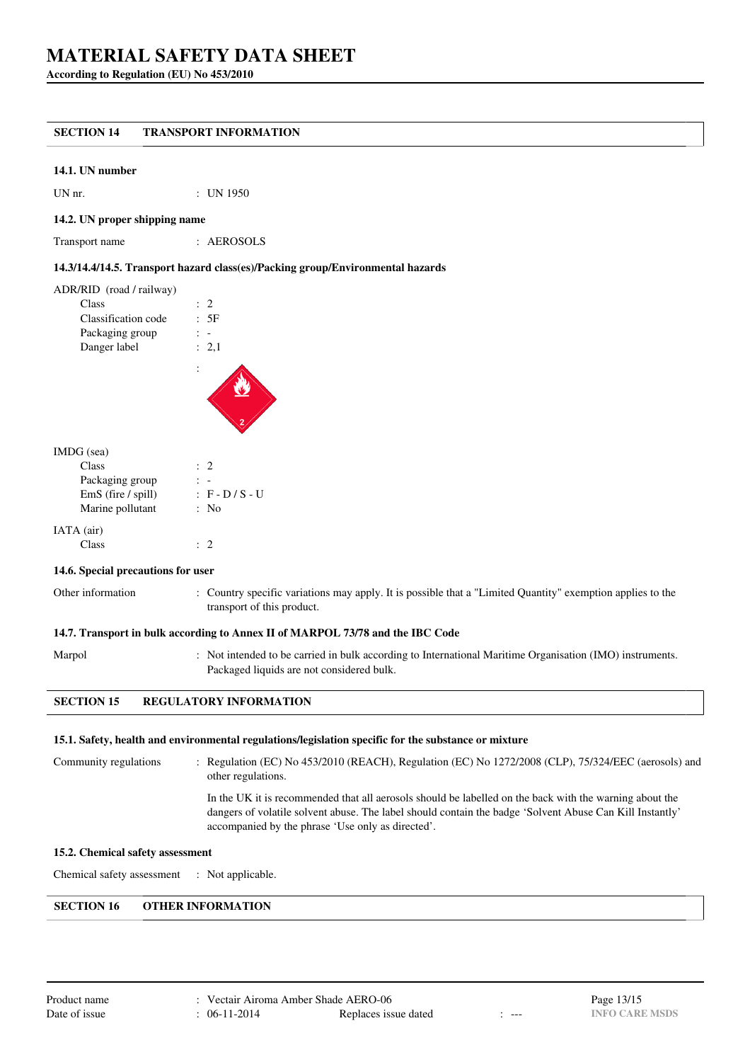# MATERIAL SAFETY DATA SHEET

**According to Regulation (EU) No 453/2010**

## SECTION 14 TRANSPORT INFORMATION

### 14.1. UN number

UN nr. : UN 1950

### 14.2. UN proper shipping name

Transport name : AEROSOLS

### 14.3/14.4/14.5. Transport hazard class(es)/Packing group/Environmental hazards

ADR/RID (road / railway)

- Class : 2
- Classification code : 5F
- Packaging group : -
- Danger label : 2,1

IMDG (sea)

- Class : 2
- Packaging group : -
- EmS (fire / spill) : F - D / S - U
- Marine pollutant : No

IATA (air)

- Class : 2

### 14.6. Special precautions for user

Other information : Country specific variations may apply. It is possible that a "Limited Quantity" exemption applies to the transport of this product.

### 14.7. Transport in bulk according to Annex II of MARPOL 73/78 and the IBC Code

Marpol : Not intended to be carried in bulk according to International Maritime Organisation (IMO) instruments. Packaged liquids are not considered bulk.

## SECTION 15 REGULATORY INFORMATION

### 15.1. Safety, health and environmental regulations/legislation specific for the substance or mixture

Community regulations : Regulation (EC) No 453/2010 (REACH), Regulation (EC) No 1272/2008 (CLP), 75/324/EEC (aerosols) and other regulations.

In the UK it is recommended that all aerosols should be labelled on the back with the warning about the dangers of volatile solvent abuse. The label should contain the badge 'Solvent Abuse Can Kill Instantly' accompanied by the phrase 'Use only as directed'.

### 15.2. Chemical safety assessment

Chemical safety assessment : Not applicable.

## SECTION 16 OTHER INFORMATION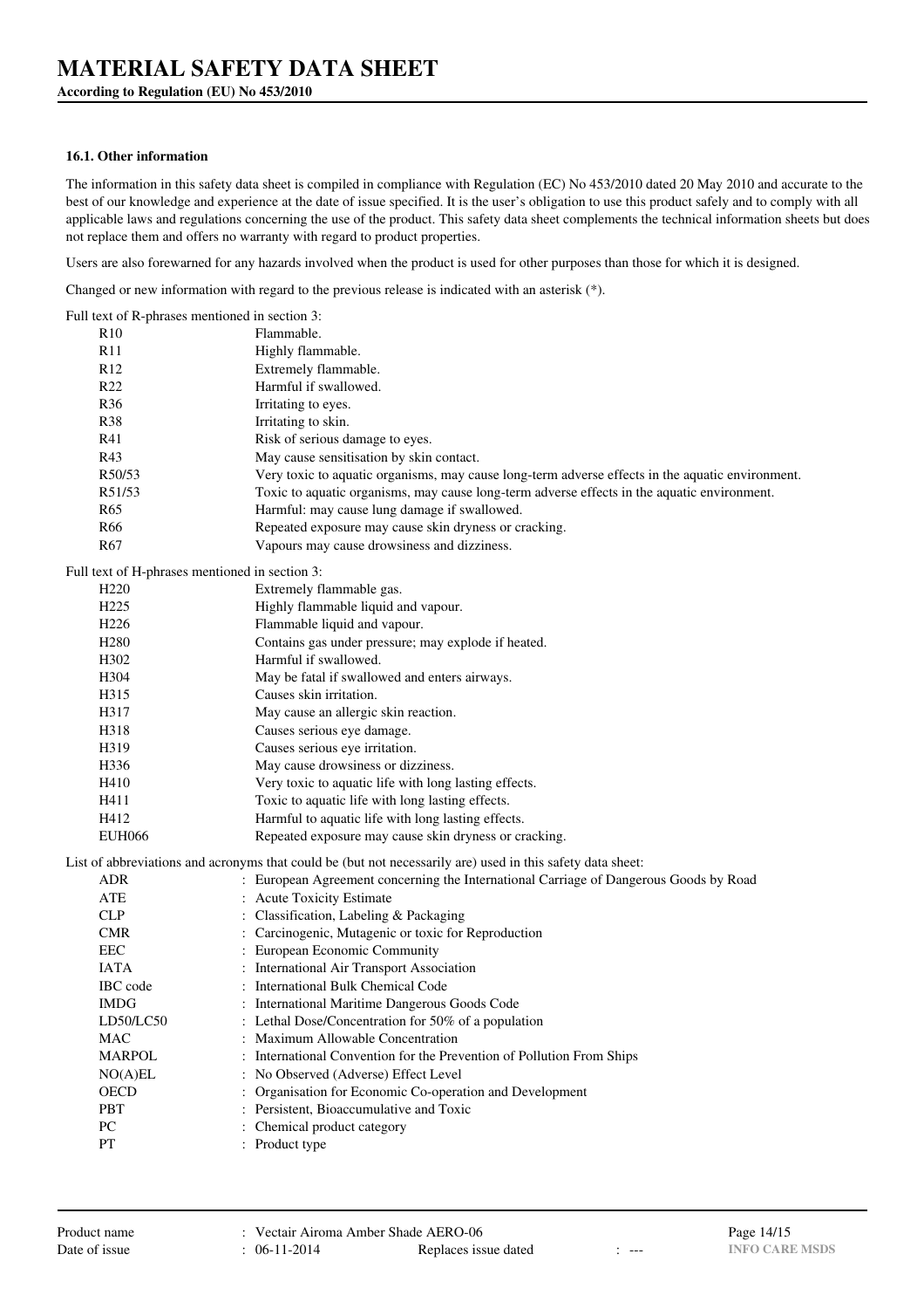#### 16.1. Other information

The information in this safety data sheet is compiled in compliance with Regulation (EC) No 453/2010 dated 20 May 2010 and accurate to the best of our knowledge and experience at the date of issue specified. It is the user's obligation to use this product safely and to comply with all applicable laws and regulations concerning the use of the product. This safety data sheet complements the technical information sheets but does not replace them and offers no warranty with regard to product properties.

Users are also forewarned for any hazards involved when the product is used for other purposes than those for which it is designed.

Changed or new information with regard to the previous release is indicated with an asterisk (*).

Full text of R-phrases mentioned in section 3:

| | |
|---|---|
| R10 | Flammable. |
| R11 | Highly flammable. |
| R12 | Extremely flammable. |
| R22 | Harmful if swallowed. |
| R36 | Irritating to eyes. |
| R38 | Irritating to skin. |
| R41 | Risk of serious damage to eyes. |
| R43 | May cause sensitisation by skin contact. |
| R50/53 | Very toxic to aquatic organisms, may cause long-term adverse effects in the aquatic environment. |
| R51/53 | Toxic to aquatic organisms, may cause long-term adverse effects in the aquatic environment. |
| R65 | Harmful: may cause lung damage if swallowed. |
| R66 | Repeated exposure may cause skin dryness or cracking. |
| R67 | Vapours may cause drowsiness and dizziness. |

Full text of H-phrases mentioned in section 3:

| | |
|---|---|
| H220 | Extremely flammable gas. |
| H225 | Highly flammable liquid and vapour. |
| H226 | Flammable liquid and vapour. |
| H280 | Contains gas under pressure; may explode if heated. |
| H302 | Harmful if swallowed. |
| H304 | May be fatal if swallowed and enters airways. |
| H315 | Causes skin irritation. |
| H317 | May cause an allergic skin reaction. |
| H318 | Causes serious eye damage. |
| H319 | Causes serious eye irritation. |
| H336 | May cause drowsiness or dizziness. |
| H410 | Very toxic to aquatic life with long lasting effects. |
| H411 | Toxic to aquatic life with long lasting effects. |
| H412 | Harmful to aquatic life with long lasting effects. |
| EUH066 | Repeated exposure may cause skin dryness or cracking. |

List of abbreviations and acronyms that could be (but not necessarily are) used in this safety data sheet:

| | |
|---|---|
| ADR | : European Agreement concerning the International Carriage of Dangerous Goods by Road |
| ATE | : Acute Toxicity Estimate |
| CLP | : Classification, Labeling & Packaging |
| CMR | : Carcinogenic, Mutagenic or toxic for Reproduction |
| EEC | : European Economic Community |
| IATA | : International Air Transport Association |
| IBC code | : International Bulk Chemical Code |
| IMDG | : International Maritime Dangerous Goods Code |
| LD50/LC50 | : Lethal Dose/Concentration for 50% of a population |
| MAC | : Maximum Allowable Concentration |
| MARPOL | : International Convention for the Prevention of Pollution From Ships |
| NO(A)EL | : No Observed (Adverse) Effect Level |
| OECD | : Organisation for Economic Co-operation and Development |
| PBT | : Persistent, Bioaccumulative and Toxic |
| PC | : Chemical product category |
| PT | : Product type |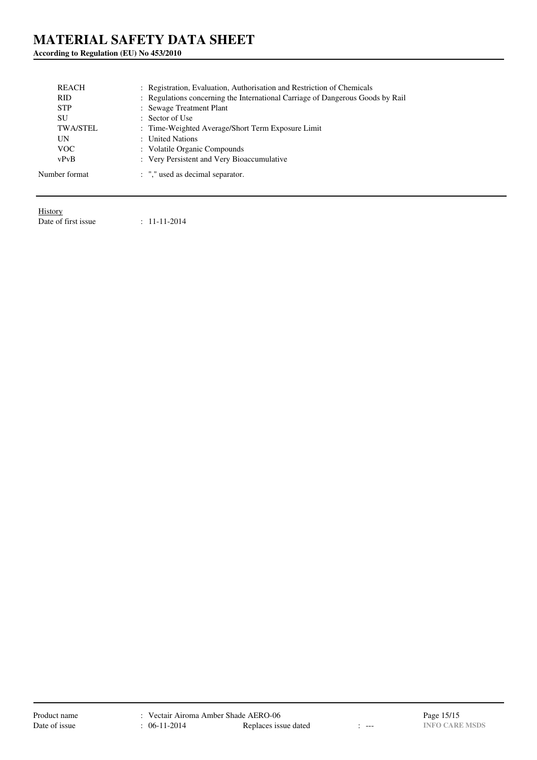| | |
|---|---|
| REACH | : Registration, Evaluation, Authorisation and Restriction of Chemicals |
| RID | : Regulations concerning the International Carriage of Dangerous Goods by Rail |
| STP | : Sewage Treatment Plant |
| SU | : Sector of Use |
| TWA/STEL | : Time-Weighted Average/Short Term Exposure Limit |
| UN | : United Nations |
| VOC | : Volatile Organic Compounds |
| vPvB | : Very Persistent and Very Bioaccumulative |

Number format : "," used as decimal separator.

History

Date of first issue : 11-11-2014